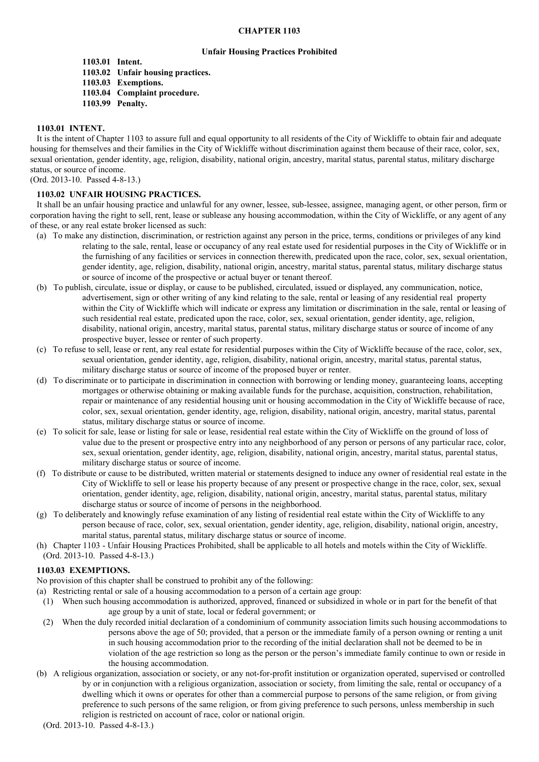# CHAPTER 1103

## Unfair Housing Practices Prohibited

**1103.01 Intent.**
**1103.02 Unfair housing practices.**
**1103.03 Exemptions.**
**1103.04 Complaint procedure.**
**1103.99 Penalty.**

### 1103.01 INTENT.

It is the intent of Chapter 1103 to assure full and equal opportunity to all residents of the City of Wickliffe to obtain fair and adequate housing for themselves and their families in the City of Wickliffe without discrimination against them because of their race, color, sex, sexual orientation, gender identity, age, religion, disability, national origin, ancestry, marital status, parental status, military discharge status, or source of income.

(Ord. 2013-10. Passed 4-8-13.)

### 1103.02 UNFAIR HOUSING PRACTICES.

It shall be an unfair housing practice and unlawful for any owner, lessee, sub-lessee, assignee, managing agent, or other person, firm or corporation having the right to sell, rent, lease or sublease any housing accommodation, within the City of Wickliffe, or any agent of any of these, or any real estate broker licensed as such:

(a) To make any distinction, discrimination, or restriction against any person in the price, terms, conditions or privileges of any kind relating to the sale, rental, lease or occupancy of any real estate used for residential purposes in the City of Wickliffe or in the furnishing of any facilities or services in connection therewith, predicated upon the race, color, sex, sexual orientation, gender identity, age, religion, disability, national origin, ancestry, marital status, parental status, military discharge status or source of income of the prospective or actual buyer or tenant thereof.

(b) To publish, circulate, issue or display, or cause to be published, circulated, issued or displayed, any communication, notice, advertisement, sign or other writing of any kind relating to the sale, rental or leasing of any residential real property within the City of Wickliffe which will indicate or express any limitation or discrimination in the sale, rental or leasing of such residential real estate, predicated upon the race, color, sex, sexual orientation, gender identity, age, religion, disability, national origin, ancestry, marital status, parental status, military discharge status or source of income of any prospective buyer, lessee or renter of such property.

(c) To refuse to sell, lease or rent, any real estate for residential purposes within the City of Wickliffe because of the race, color, sex, sexual orientation, gender identity, age, religion, disability, national origin, ancestry, marital status, parental status, military discharge status or source of income of the proposed buyer or renter.

(d) To discriminate or to participate in discrimination in connection with borrowing or lending money, guaranteeing loans, accepting mortgages or otherwise obtaining or making available funds for the purchase, acquisition, construction, rehabilitation, repair or maintenance of any residential housing unit or housing accommodation in the City of Wickliffe because of race, color, sex, sexual orientation, gender identity, age, religion, disability, national origin, ancestry, marital status, parental status, military discharge status or source of income.

(e) To solicit for sale, lease or listing for sale or lease, residential real estate within the City of Wickliffe on the ground of loss of value due to the present or prospective entry into any neighborhood of any person or persons of any particular race, color, sex, sexual orientation, gender identity, age, religion, disability, national origin, ancestry, marital status, parental status, military discharge status or source of income.

(f) To distribute or cause to be distributed, written material or statements designed to induce any owner of residential real estate in the City of Wickliffe to sell or lease his property because of any present or prospective change in the race, color, sex, sexual orientation, gender identity, age, religion, disability, national origin, ancestry, marital status, parental status, military discharge status or source of income of persons in the neighborhood.

(g) To deliberately and knowingly refuse examination of any listing of residential real estate within the City of Wickliffe to any person because of race, color, sex, sexual orientation, gender identity, age, religion, disability, national origin, ancestry, marital status, parental status, military discharge status or source of income.

(h) Chapter 1103 - Unfair Housing Practices Prohibited, shall be applicable to all hotels and motels within the City of Wickliffe.

(Ord. 2013-10. Passed 4-8-13.)

### 1103.03 EXEMPTIONS.

No provision of this chapter shall be construed to prohibit any of the following:

(a) Restricting rental or sale of a housing accommodation to a person of a certain age group:

(1) When such housing accommodation is authorized, approved, financed or subsidized in whole or in part for the benefit of that age group by a unit of state, local or federal government; or

(2) When the duly recorded initial declaration of a condominium of community association limits such housing accommodations to persons above the age of 50; provided, that a person or the immediate family of a person owning or renting a unit in such housing accommodation prior to the recording of the initial declaration shall not be deemed to be in violation of the age restriction so long as the person or the person's immediate family continue to own or reside in the housing accommodation.

(b) A religious organization, association or society, or any not-for-profit institution or organization operated, supervised or controlled by or in conjunction with a religious organization, association or society, from limiting the sale, rental or occupancy of a dwelling which it owns or operates for other than a commercial purpose to persons of the same religion, or from giving preference to such persons of the same religion, or from giving preference to such persons, unless membership in such religion is restricted on account of race, color or national origin.

(Ord. 2013-10. Passed 4-8-13.)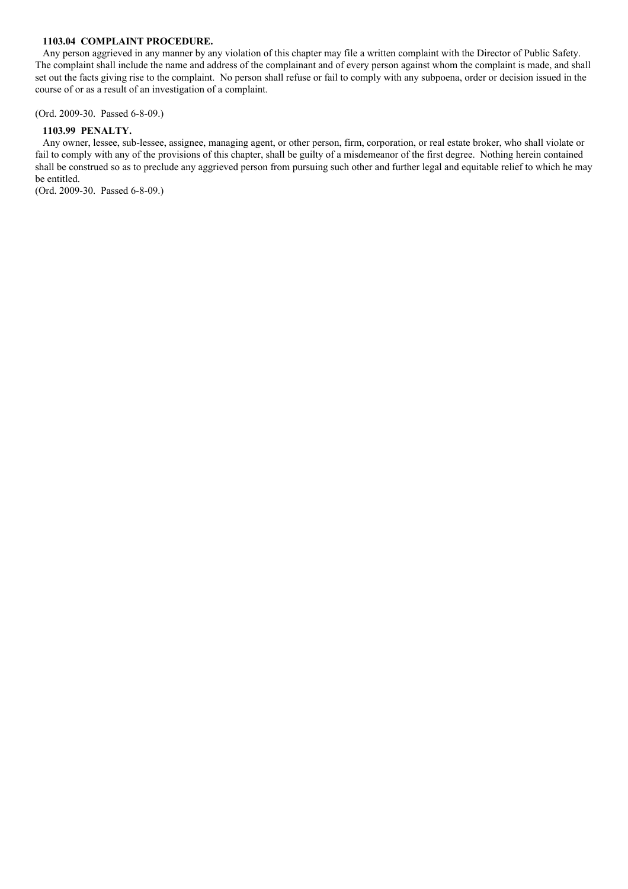**1103.04 COMPLAINT PROCEDURE.**

Any person aggrieved in any manner by any violation of this chapter may file a written complaint with the Director of Public Safety. The complaint shall include the name and address of the complainant and of every person against whom the complaint is made, and shall set out the facts giving rise to the complaint. No person shall refuse or fail to comply with any subpoena, order or decision issued in the course of or as a result of an investigation of a complaint.

(Ord. 2009-30. Passed 6-8-09.)

**1103.99 PENALTY.**

Any owner, lessee, sub-lessee, assignee, managing agent, or other person, firm, corporation, or real estate broker, who shall violate or fail to comply with any of the provisions of this chapter, shall be guilty of a misdemeanor of the first degree. Nothing herein contained shall be construed so as to preclude any aggrieved person from pursuing such other and further legal and equitable relief to which he may be entitled.

(Ord. 2009-30. Passed 6-8-09.)